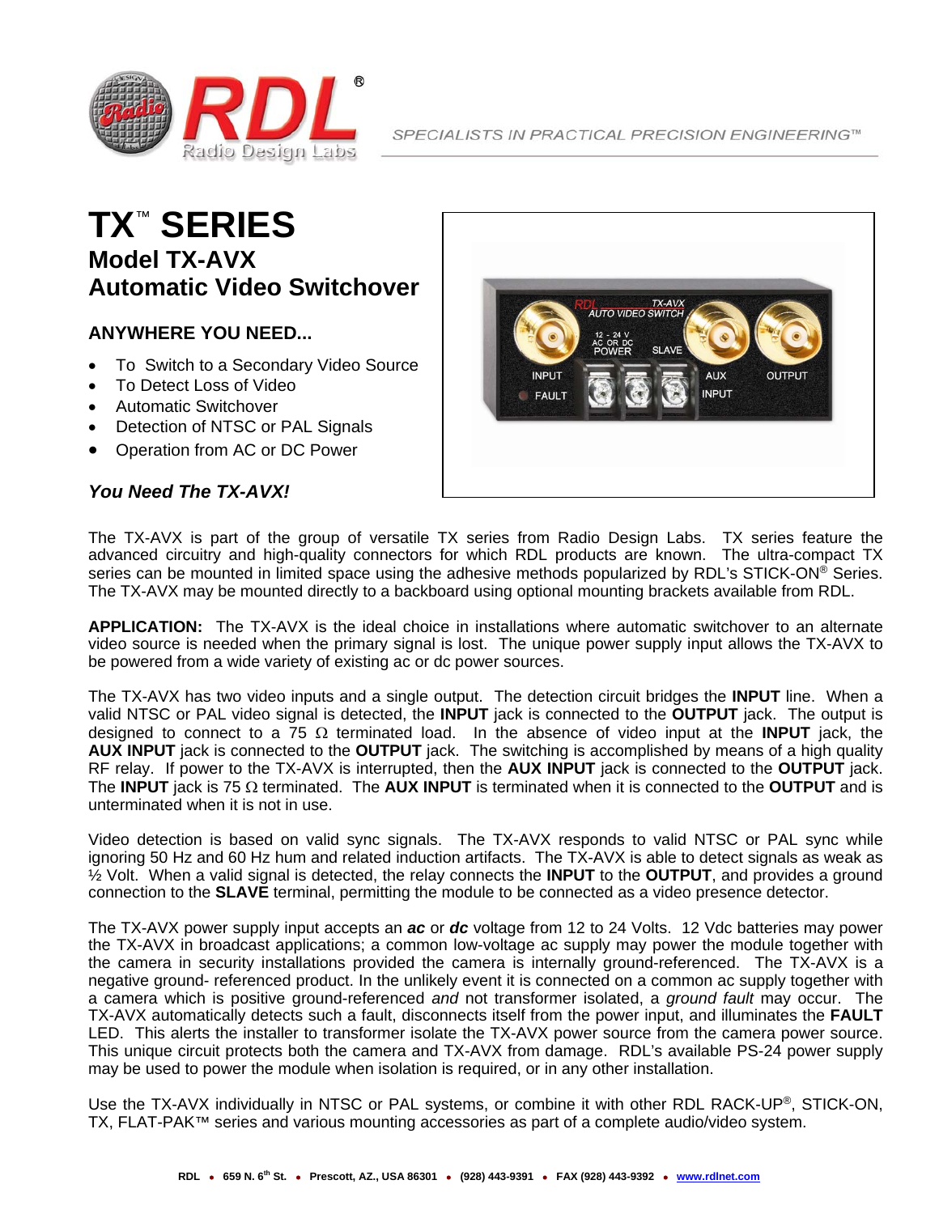SPECIALISTS IN PRACTICAL PRECISION ENGINEERING™

# TX™ SERIES

## Model TX-AVX
## Automatic Video Switchover

### ANYWHERE YOU NEED...

- To Switch to a Secondary Video Source
- To Detect Loss of Video
- Automatic Switchover
- Detection of NTSC or PAL Signals
- Operation from AC or DC Power

***You Need The TX-AVX!***

The TX-AVX is part of the group of versatile TX series from Radio Design Labs. TX series feature the advanced circuitry and high-quality connectors for which RDL products are known. The ultra-compact TX series can be mounted in limited space using the adhesive methods popularized by RDL's STICK-ON® Series. The TX-AVX may be mounted directly to a backboard using optional mounting brackets available from RDL.

**APPLICATION:** The TX-AVX is the ideal choice in installations where automatic switchover to an alternate video source is needed when the primary signal is lost. The unique power supply input allows the TX-AVX to be powered from a wide variety of existing ac or dc power sources.

The TX-AVX has two video inputs and a single output. The detection circuit bridges the **INPUT** line. When a valid NTSC or PAL video signal is detected, the **INPUT** jack is connected to the **OUTPUT** jack. The output is designed to connect to a 75 Ω terminated load. In the absence of video input at the **INPUT** jack, the **AUX INPUT** jack is connected to the **OUTPUT** jack. The switching is accomplished by means of a high quality RF relay. If power to the TX-AVX is interrupted, then the **AUX INPUT** jack is connected to the **OUTPUT** jack. The **INPUT** jack is 75 Ω terminated. The **AUX INPUT** is terminated when it is connected to the **OUTPUT** and is unterminated when it is not in use.

Video detection is based on valid sync signals. The TX-AVX responds to valid NTSC or PAL sync while ignoring 50 Hz and 60 Hz hum and related induction artifacts. The TX-AVX is able to detect signals as weak as ½ Volt. When a valid signal is detected, the relay connects the **INPUT** to the **OUTPUT**, and provides a ground connection to the **SLAVE** terminal, permitting the module to be connected as a video presence detector.

The TX-AVX power supply input accepts an ***ac*** or ***dc*** voltage from 12 to 24 Volts. 12 Vdc batteries may power the TX-AVX in broadcast applications; a common low-voltage ac supply may power the module together with the camera in security installations provided the camera is internally ground-referenced. The TX-AVX is a negative ground- referenced product. In the unlikely event it is connected on a common ac supply together with a camera which is positive ground-referenced *and* not transformer isolated, a *ground fault* may occur. The TX-AVX automatically detects such a fault, disconnects itself from the power input, and illuminates the **FAULT** LED. This alerts the installer to transformer isolate the TX-AVX power source from the camera power source. This unique circuit protects both the camera and TX-AVX from damage. RDL's available PS-24 power supply may be used to power the module when isolation is required, or in any other installation.

Use the TX-AVX individually in NTSC or PAL systems, or combine it with other RDL RACK-UP®, STICK-ON, TX, FLAT-PAK™ series and various mounting accessories as part of a complete audio/video system.

**RDL • 659 N. 6th St. • Prescott, AZ., USA 86301 • (928) 443-9391 • FAX (928) 443-9392 • www.rdlnet.com**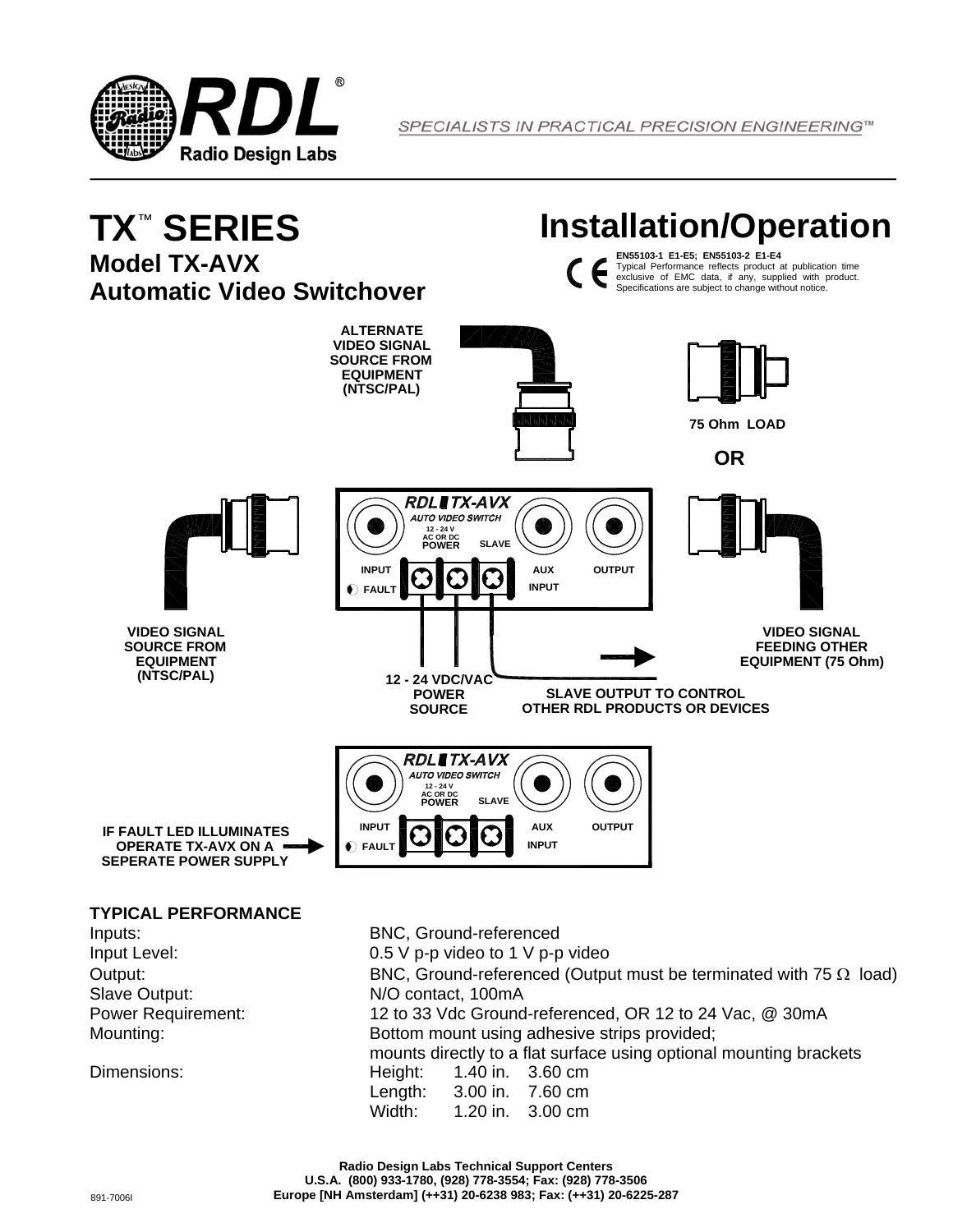**RDL** ®
Radio Design Labs

SPECIALISTS IN PRACTICAL PRECISION ENGINEERING™

# TX™ SERIES

# Installation/Operation

## Model TX-AVX
## Automatic Video Switchover

**EN55103-1 E1-E5; EN55103-2 E1-E4**
Typical Performance reflects product at publication time exclusive of EMC data, if any, supplied with product. Specifications are subject to change without notice.

ALTERNATE VIDEO SIGNAL SOURCE FROM EQUIPMENT (NTSC/PAL)

75 Ohm LOAD

OR

RDL TX-AVX
AUTO VIDEO SWITCH
12 - 24 V AC OR DC POWER
SLAVE
INPUT
FAULT
AUX INPUT
OUTPUT

VIDEO SIGNAL SOURCE FROM EQUIPMENT (NTSC/PAL)

VIDEO SIGNAL FEEDING OTHER EQUIPMENT (75 Ohm)

12 - 24 VDC/VAC POWER SOURCE

SLAVE OUTPUT TO CONTROL OTHER RDL PRODUCTS OR DEVICES

IF FAULT LED ILLUMINATES OPERATE TX-AVX ON A SEPERATE POWER SUPPLY

### TYPICAL PERFORMANCE

| | |
|---|---|
| Inputs: | BNC, Ground-referenced |
| Input Level: | 0.5 V p-p video to 1 V p-p video |
| Output: | BNC, Ground-referenced (Output must be terminated with 75 Ω load) |
| Slave Output: | N/O contact, 100mA |
| Power Requirement: | 12 to 33 Vdc Ground-referenced, OR 12 to 24 Vac, @ 30mA |
| Mounting: | Bottom mount using adhesive strips provided; mounts directly to a flat surface using optional mounting brackets |
| Dimensions: | Height: 1.40 in. 3.60 cm |
| | Length: 3.00 in. 7.60 cm |
| | Width: 1.20 in. 3.00 cm |

**Radio Design Labs Technical Support Centers**
**U.S.A. (800) 933-1780, (928) 778-3554; Fax: (928) 778-3506**
**Europe [NH Amsterdam] (++31) 20-6238 983; Fax: (++31) 20-6225-287**

891-7006I